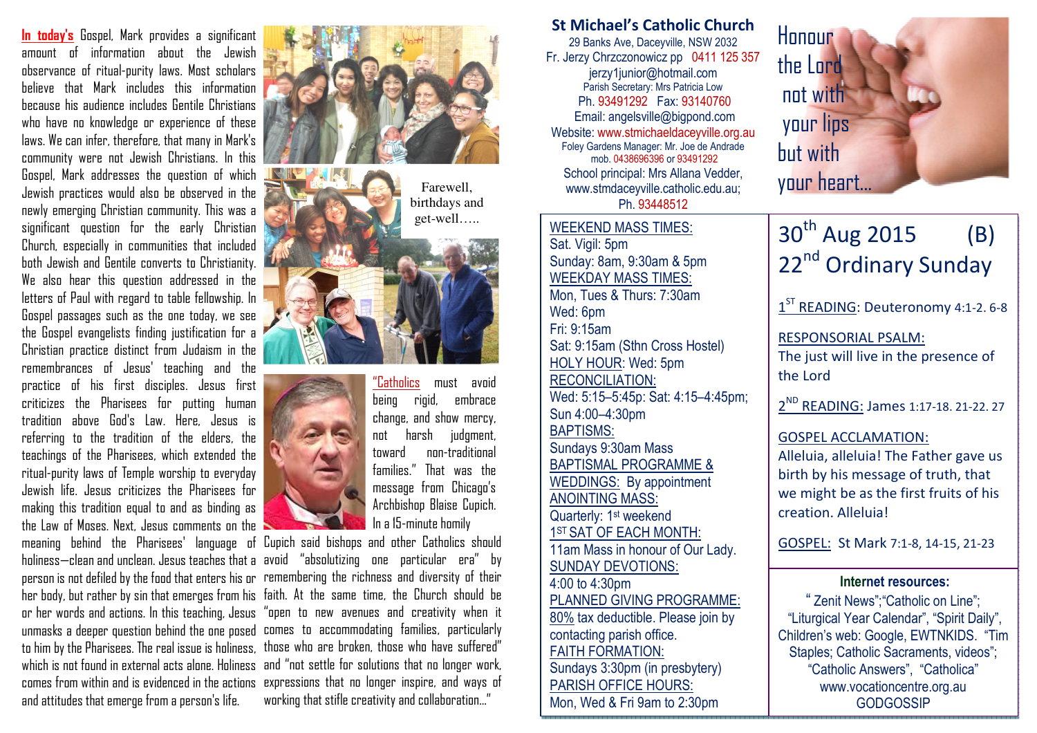**In today's** Gospel, Mark provides a significant amount of information about the Jewish observance of ritual-purity laws. Most scholars believe that Mark includes this information because his audience includes Gentile Christians who have no knowledge or experience of these laws. We can infer, therefore, that many in Mark's community were not Jewish Christians. In this Gospel, Mark addresses the question of which Jewish practices would also be observed in the newly emerging Christian community. This was a significant question for the early Christian Church, especially in communities that included both Jewish and Gentile converts to Christianity. We also hear this question addressed in the letters of Paul with regard to table fellowship. In Gospel passages such as the one today, we see the Gospel evangelists finding justification for a Christian practice distinct from Judaism in the remembrances of Jesus' teaching and the practice of his first disciples. Jesus first criticizes the Pharisees for putting human tradition above God's Law. Here, Jesus is referring to the tradition of the elders, the teachings of the Pharisees, which extended the ritual-purity laws of Temple worship to everyday Jewish life. Jesus criticizes the Pharisees for making this tradition equal to and as binding as the Law of Moses. Next, Jesus comments on the meaning behind the Pharisees' language of holiness—clean and unclean. Jesus teaches that a person is not defiled by the food that enters his or her body, but rather by sin that emerges from his or her words and actions. In this teaching, Jesus unmasks a deeper question behind the one posed to him by the Pharisees. The real issue is holiness, which is not found in external acts alone. Holiness comes from within and is evidenced in the actions and attitudes that emerge from a person's life.

Farewell, birthdays and get-well…..

"Catholics must avoid being rigid, embrace change, and show mercy, not harsh judgment, toward non-traditional families." That was the message from Chicago's Archbishop Blaise Cupich. In a 15-minute homily Cupich said bishops and other Catholics should avoid "absolutizing one particular era" by remembering the richness and diversity of their faith. At the same time, the Church should be "open to new avenues and creativity when it comes to accommodating families, particularly those who are broken, those who have suffered" and "not settle for solutions that no longer work, expressions that no longer inspire, and ways of working that stifle creativity and collaboration…"

## St Michael's Catholic Church

29 Banks Ave, Daceyville, NSW 2032
Fr. Jerzy Chrzczonowicz pp 0411 125 357
jerzy1junior@hotmail.com
Parish Secretary: Mrs Patricia Low
Ph. 93491292 Fax: 93140760
Email: angelsville@bigpond.com
Website: www.stmichaeldaceyville.org.au
Foley Gardens Manager: Mr. Joe de Andrade mob. 0438696396 or 93491292
School principal: Mrs Allana Vedder, www.stmdaceyville.catholic.edu.au; Ph. 93448512

Honour the Lord not with your lips but with your heart…

WEEKEND MASS TIMES:
Sat. Vigil: 5pm
Sunday: 8am, 9:30am & 5pm
WEEKDAY MASS TIMES:
Mon, Tues & Thurs: 7:30am
Wed: 6pm
Fri: 9:15am
Sat: 9:15am (Sthn Cross Hostel)
HOLY HOUR: Wed: 5pm
RECONCILIATION:
Wed: 5:15–5:45p: Sat: 4:15–4:45pm; Sun 4:00–4:30pm
BAPTISMS:
Sundays 9:30am Mass
BAPTISMAL PROGRAMME & WEDDINGS: By appointment
ANOINTING MASS:
Quarterly: 1st weekend
1ST SAT OF EACH MONTH:
11am Mass in honour of Our Lady.
SUNDAY DEVOTIONS:
4:00 to 4:30pm
PLANNED GIVING PROGRAMME:
80% tax deductible. Please join by contacting parish office.
FAITH FORMATION:
Sundays 3:30pm (in presbytery)
PARISH OFFICE HOURS:
Mon, Wed & Fri 9am to 2:30pm

## 30th Aug 2015 (B)
## 22nd Ordinary Sunday

1ST READING: Deuteronomy 4:1-2. 6-8

RESPONSORIAL PSALM:
The just will live in the presence of the Lord

2ND READING: James 1:17-18. 21-22. 27

GOSPEL ACCLAMATION:
Alleluia, alleluia! The Father gave us birth by his message of truth, that we might be as the first fruits of his creation. Alleluia!

GOSPEL: St Mark 7:1-8, 14-15, 21-23

**Internet resources:**
" Zenit News";"Catholic on Line"; "Liturgical Year Calendar", "Spirit Daily", Children's web: Google, EWTNKIDS. "Tim Staples; Catholic Sacraments, videos"; "Catholic Answers", "Catholica"
www.vocationcentre.org.au
GODGOSSIP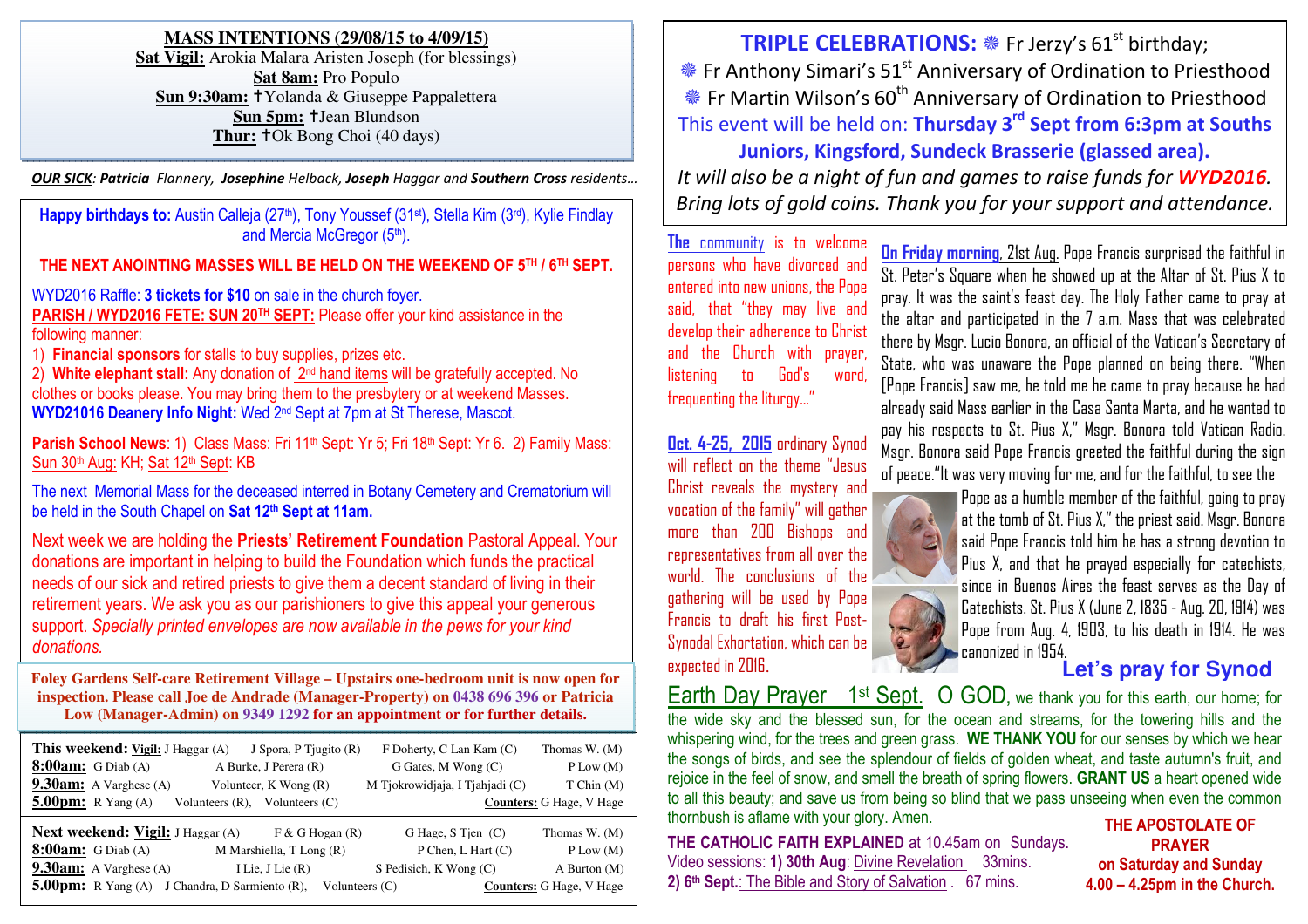**MASS INTENTIONS (29/08/15 to 4/09/15)**
**Sat Vigil:** Arokia Malara Aristen Joseph (for blessings)
**Sat 8am:** Pro Populo
**Sun 9:30am:** †Yolanda & Giuseppe Pappalettera
**Sun 5pm:** †Jean Blundson
**Thur:** †Ok Bong Choi (40 days)

***OUR SICK**: **Patricia** Flannery, **Josephine** Helback, **Joseph** Haggar and **Southern Cross** residents…*

**Happy birthdays to:** Austin Calleja (27th), Tony Youssef (31st), Stella Kim (3rd), Kylie Findlay and Mercia McGregor (5th).

**THE NEXT ANOINTING MASSES WILL BE HELD ON THE WEEKEND OF 5TH / 6TH SEPT.**

WYD2016 Raffle: **3 tickets for $10** on sale in the church foyer.

**PARISH / WYD2016 FETE: SUN 20TH SEPT:** Please offer your kind assistance in the following manner:

1) **Financial sponsors** for stalls to buy supplies, prizes etc.
2) **White elephant stall:** Any donation of 2nd hand items will be gratefully accepted. No clothes or books please. You may bring them to the presbytery or at weekend Masses.

**WYD21016 Deanery Info Night:** Wed 2nd Sept at 7pm at St Therese, Mascot.

**Parish School News**: 1) Class Mass: Fri 11th Sept: Yr 5; Fri 18th Sept: Yr 6. 2) Family Mass: Sun 30th Aug: KH; Sat 12th Sept: KB

The next Memorial Mass for the deceased interred in Botany Cemetery and Crematorium will be held in the South Chapel on **Sat 12th Sept at 11am.**

Next week we are holding the **Priests' Retirement Foundation** Pastoral Appeal. Your donations are important in helping to build the Foundation which funds the practical needs of our sick and retired priests to give them a decent standard of living in their retirement years. We ask you as our parishioners to give this appeal your generous support. *Specially printed envelopes are now available in the pews for your kind donations.*

**Foley Gardens Self-care Retirement Village – Upstairs one-bedroom unit is now open for inspection. Please call Joe de Andrade (Manager-Property) on 0438 696 396 or Patricia Low (Manager-Admin) on 9349 1292 for an appointment or for further details.**

| | | | | |
|---|---|---|---|---|
| **This weekend: Vigil:** J Haggar (A) | J Spora, P Tjugito (R) | F Doherty, C Lan Kam (C) | Thomas W. (M) |
| **8:00am:** G Diab (A) | A Burke, J Perera (R) | G Gates, M Wong (C) | P Low (M) |
| **9.30am:** A Varghese (A) | Volunteer, K Wong (R) | M Tjokrowidjaja, I Tjahjadi (C) | T Chin (M) |
| **5.00pm:** R Yang (A) | Volunteers (R), Volunteers (C) | | **Counters:** G Hage, V Hage |
| **Next weekend: Vigil:** J Haggar (A) | F & G Hogan (R) | G Hage, S Tjen (C) | Thomas W. (M) |
| **8:00am:** G Diab (A) | M Marshiella, T Long (R) | P Chen, L Hart (C) | P Low (M) |
| **9.30am:** A Varghese (A) | I Lie, J Lie (R) | S Pedisich, K Wong (C) | A Burton (M) |
| **5.00pm:** R Yang (A) | J Chandra, D Sarmiento (R), Volunteers (C) | | **Counters:** G Hage, V Hage |

## TRIPLE CELEBRATIONS: ❅ Fr Jerzy's 61st birthday;

❅ Fr Anthony Simari's 51st Anniversary of Ordination to Priesthood
❅ Fr Martin Wilson's 60th Anniversary of Ordination to Priesthood

This event will be held on: **Thursday 3rd Sept from 6:3pm at Souths Juniors, Kingsford, Sundeck Brasserie (glassed area).**

*It will also be a night of fun and games to raise funds for **WYD2016**. Bring lots of gold coins. Thank you for your support and attendance.*

**The** community is to welcome persons who have divorced and entered into new unions, the Pope said, that "they may live and develop their adherence to Christ and the Church with prayer, listening to God's word, frequenting the liturgy…"

**Oct. 4-25, 2015** ordinary Synod will reflect on the theme "Jesus Christ reveals the mystery and vocation of the family" will gather more than 200 Bishops and representatives from all over the world. The conclusions of the gathering will be used by Pope Francis to draft his first Post-Synodal Exhortation, which can be expected in 2016.

**On Friday morning**, 21st Aug. Pope Francis surprised the faithful in St. Peter's Square when he showed up at the Altar of St. Pius X to pray. It was the saint's feast day. The Holy Father came to pray at the altar and participated in the 7 a.m. Mass that was celebrated there by Msgr. Lucio Bonora, an official of the Vatican's Secretary of State, who was unaware the Pope planned on being there. "When [Pope Francis] saw me, he told me he came to pray because he had already said Mass earlier in the Casa Santa Marta, and he wanted to pay his respects to St. Pius X," Msgr. Bonora told Vatican Radio. Msgr. Bonora said Pope Francis greeted the faithful during the sign of peace."It was very moving for me, and for the faithful, to see the Pope as a humble member of the faithful, going to pray at the tomb of St. Pius X," the priest said. Msgr. Bonora said Pope Francis told him he has a strong devotion to Pius X, and that he prayed especially for catechists, since in Buenos Aires the feast serves as the Day of Catechists. St. Pius X (June 2, 1835 - Aug. 20, 1914) was Pope from Aug. 4, 1903, to his death in 1914. He was canonized in 1954.

**Let's pray for Synod**

Earth Day Prayer 1st Sept. O GOD, we thank you for this earth, our home; for the wide sky and the blessed sun, for the ocean and streams, for the towering hills and the whispering wind, for the trees and green grass. **WE THANK YOU** for our senses by which we hear the songs of birds, and see the splendour of fields of golden wheat, and taste autumn's fruit, and rejoice in the feel of snow, and smell the breath of spring flowers. **GRANT US** a heart opened wide to all this beauty; and save us from being so blind that we pass unseeing when even the common thornbush is aflame with your glory. Amen.

**THE CATHOLIC FAITH EXPLAINED** at 10.45am on Sundays. Video sessions: **1) 30th Aug**: Divine Revelation 33mins. **2) 6th Sept.**: The Bible and Story of Salvation . 67 mins.

**THE APOSTOLATE OF PRAYER on Saturday and Sunday 4.00 – 4.25pm in the Church.**